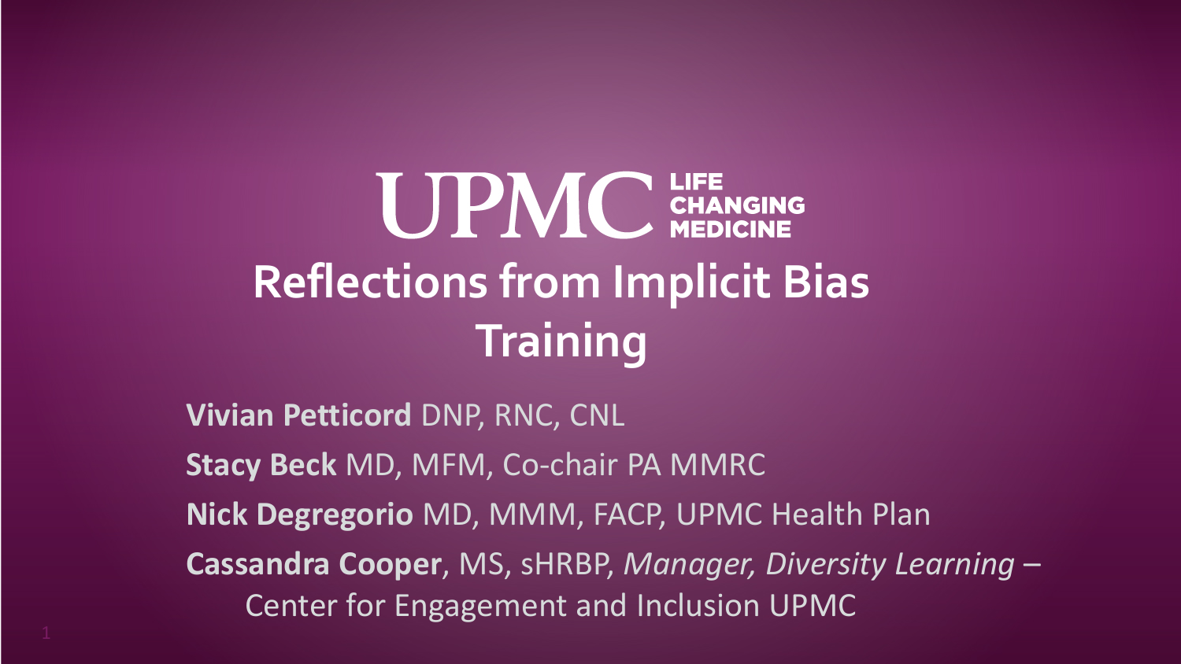UPMC LIFE CHANGING MEDICINE

# Reflections from Implicit Bias Training

**Vivian Petticord** DNP, RNC, CNL

**Stacy Beck** MD, MFM, Co-chair PA MMRC

**Nick Degregorio** MD, MMM, FACP, UPMC Health Plan

**Cassandra Cooper**, MS, sHRBP, *Manager, Diversity Learning* – Center for Engagement and Inclusion UPMC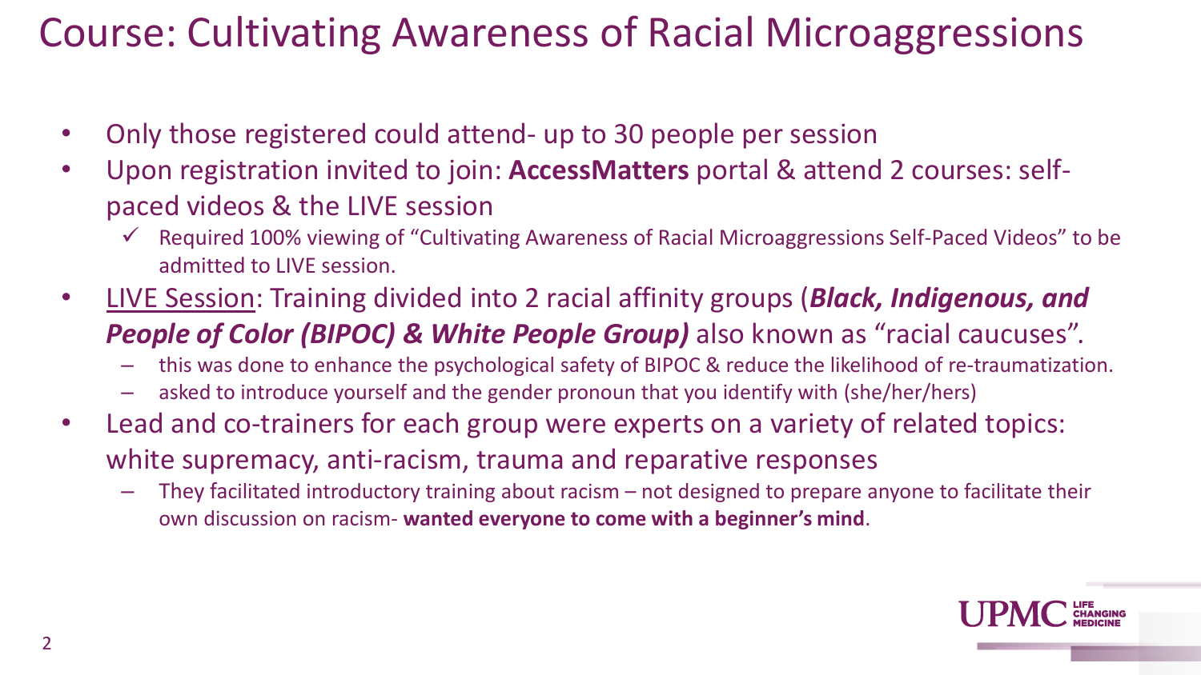# Course: Cultivating Awareness of Racial Microaggressions

- Only those registered could attend- up to 30 people per session
- Upon registration invited to join: **AccessMatters** portal & attend 2 courses: self-paced videos & the LIVE session
  - ✓ Required 100% viewing of "Cultivating Awareness of Racial Microaggressions Self-Paced Videos" to be admitted to LIVE session.
- <u>LIVE Session</u>: Training divided into 2 racial affinity groups (***Black, Indigenous, and People of Color (BIPOC) & White People Group)*** also known as "racial caucuses".
  - this was done to enhance the psychological safety of BIPOC & reduce the likelihood of re-traumatization.
  - asked to introduce yourself and the gender pronoun that you identify with (she/her/hers)
- Lead and co-trainers for each group were experts on a variety of related topics: white supremacy, anti-racism, trauma and reparative responses
  - They facilitated introductory training about racism – not designed to prepare anyone to facilitate their own discussion on racism- **wanted everyone to come with a beginner's mind**.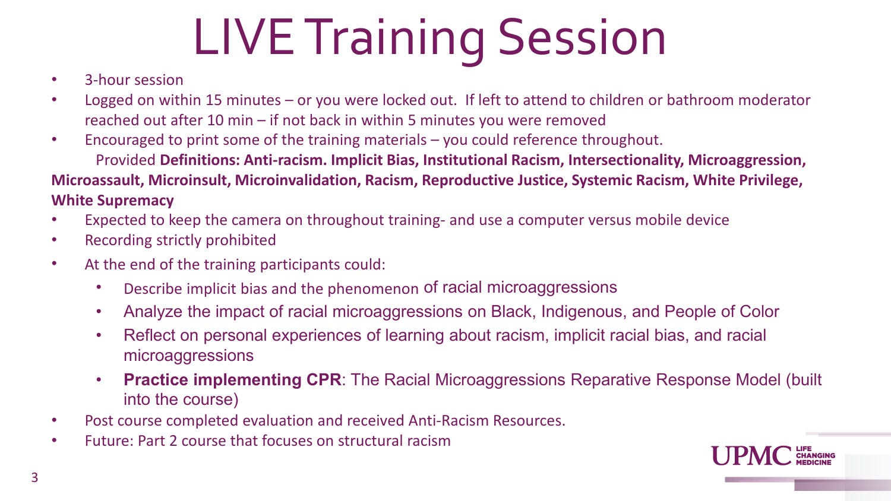# LIVE Training Session

- 3-hour session
- Logged on within 15 minutes – or you were locked out. If left to attend to children or bathroom moderator reached out after 10 min – if not back in within 5 minutes you were removed
- Encouraged to print some of the training materials – you could reference throughout.

  Provided **Definitions: Anti-racism. Implicit Bias, Institutional Racism, Intersectionality, Microaggression, Microassault, Microinsult, Microinvalidation, Racism, Reproductive Justice, Systemic Racism, White Privilege, White Supremacy**
- Expected to keep the camera on throughout training- and use a computer versus mobile device
- Recording strictly prohibited
- At the end of the training participants could:
  - Describe implicit bias and the phenomenon of racial microaggressions
  - Analyze the impact of racial microaggressions on Black, Indigenous, and People of Color
  - Reflect on personal experiences of learning about racism, implicit racial bias, and racial microaggressions
  - **Practice implementing CPR**: The Racial Microaggressions Reparative Response Model (built into the course)
- Post course completed evaluation and received Anti-Racism Resources.
- Future: Part 2 course that focuses on structural racism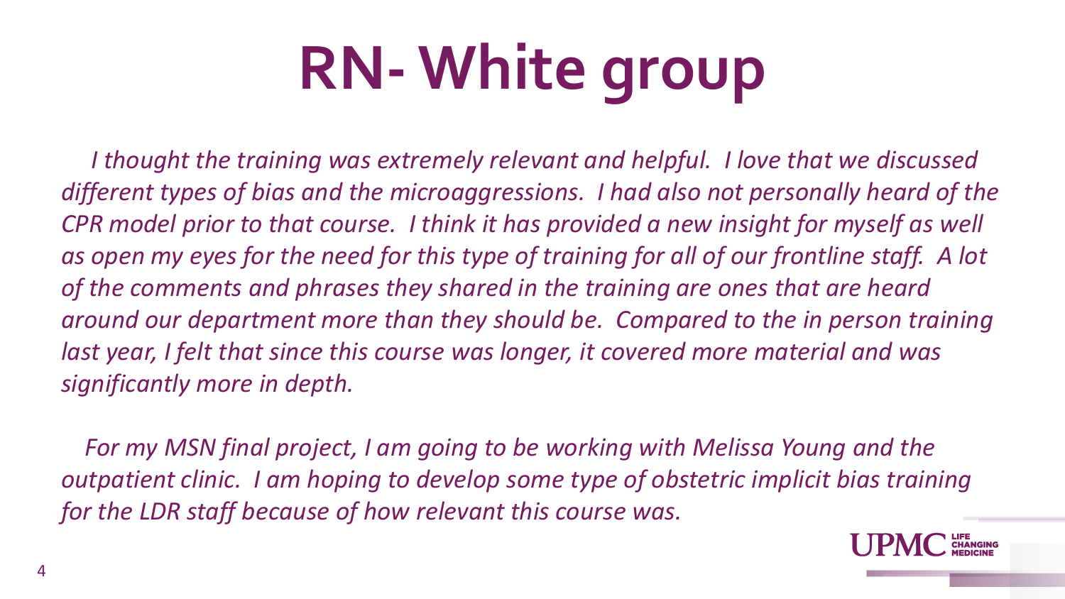# RN- White group

*I thought the training was extremely relevant and helpful. I love that we discussed different types of bias and the microaggressions. I had also not personally heard of the CPR model prior to that course. I think it has provided a new insight for myself as well as open my eyes for the need for this type of training for all of our frontline staff. A lot of the comments and phrases they shared in the training are ones that are heard around our department more than they should be. Compared to the in person training last year, I felt that since this course was longer, it covered more material and was significantly more in depth.*

*For my MSN final project, I am going to be working with Melissa Young and the outpatient clinic. I am hoping to develop some type of obstetric implicit bias training for the LDR staff because of how relevant this course was.*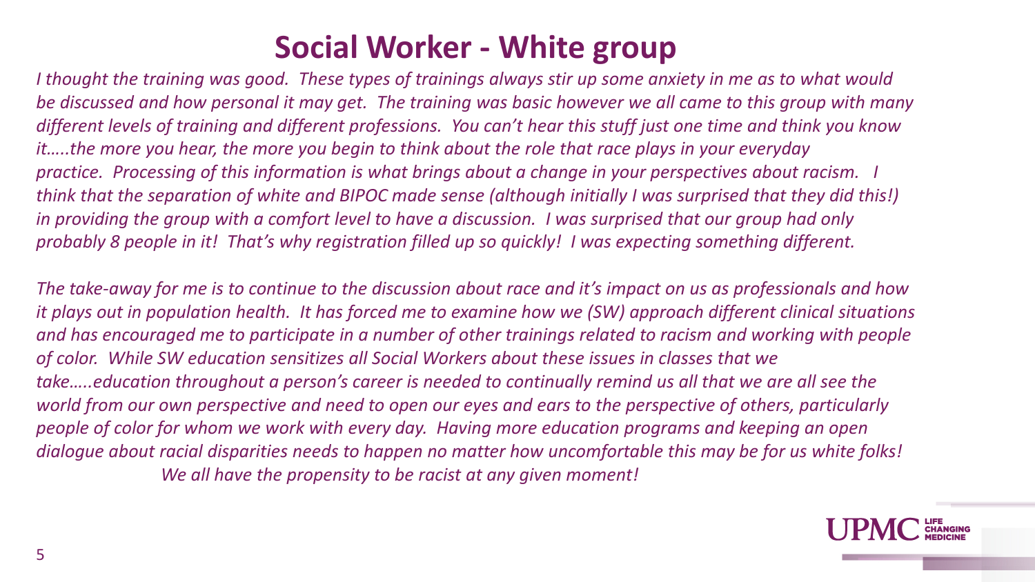# Social Worker - White group

*I thought the training was good. These types of trainings always stir up some anxiety in me as to what would be discussed and how personal it may get. The training was basic however we all came to this group with many different levels of training and different professions. You can't hear this stuff just one time and think you know it…..the more you hear, the more you begin to think about the role that race plays in your everyday practice. Processing of this information is what brings about a change in your perspectives about racism. I think that the separation of white and BIPOC made sense (although initially I was surprised that they did this!) in providing the group with a comfort level to have a discussion. I was surprised that our group had only probably 8 people in it! That's why registration filled up so quickly! I was expecting something different.*

*The take-away for me is to continue to the discussion about race and it's impact on us as professionals and how it plays out in population health. It has forced me to examine how we (SW) approach different clinical situations and has encouraged me to participate in a number of other trainings related to racism and working with people of color. While SW education sensitizes all Social Workers about these issues in classes that we take…..education throughout a person's career is needed to continually remind us all that we are all see the world from our own perspective and need to open our eyes and ears to the perspective of others, particularly people of color for whom we work with every day. Having more education programs and keeping an open dialogue about racial disparities needs to happen no matter how uncomfortable this may be for us white folks! We all have the propensity to be racist at any given moment!*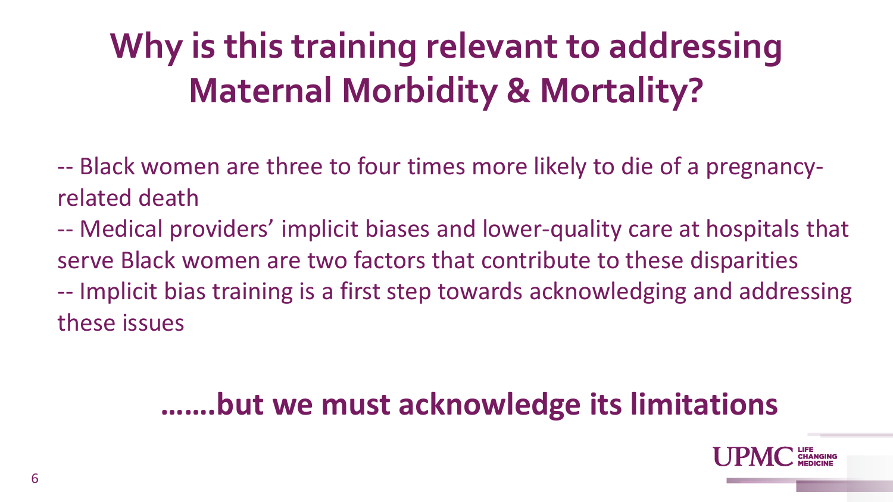# Why is this training relevant to addressing Maternal Morbidity & Mortality?

-- Black women are three to four times more likely to die of a pregnancy-related death

-- Medical providers' implicit biases and lower-quality care at hospitals that serve Black women are two factors that contribute to these disparities

-- Implicit bias training is a first step towards acknowledging and addressing these issues

**…….but we must acknowledge its limitations**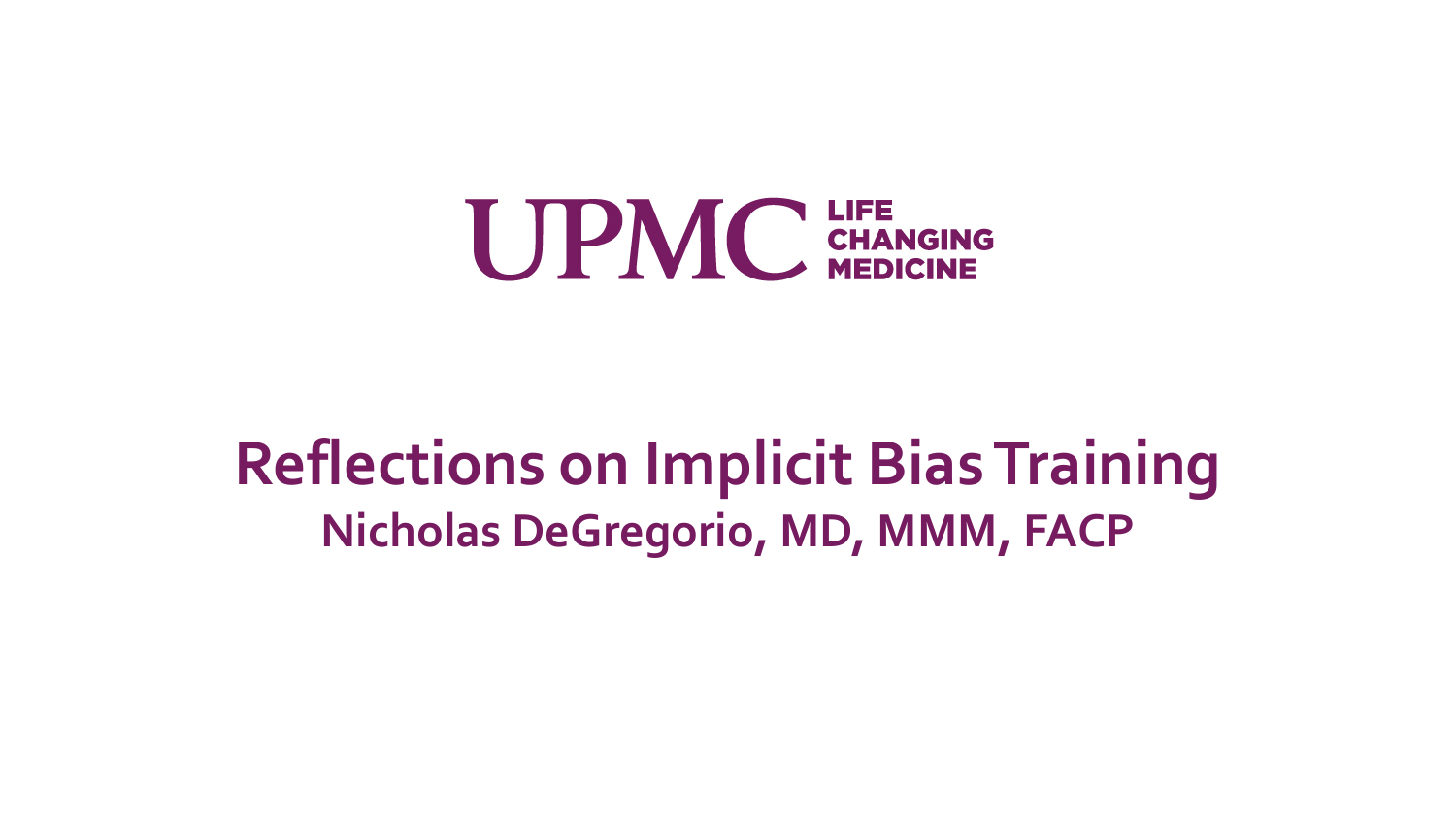UPMC LIFE CHANGING MEDICINE

# Reflections on Implicit Bias Training

## Nicholas DeGregorio, MD, MMM, FACP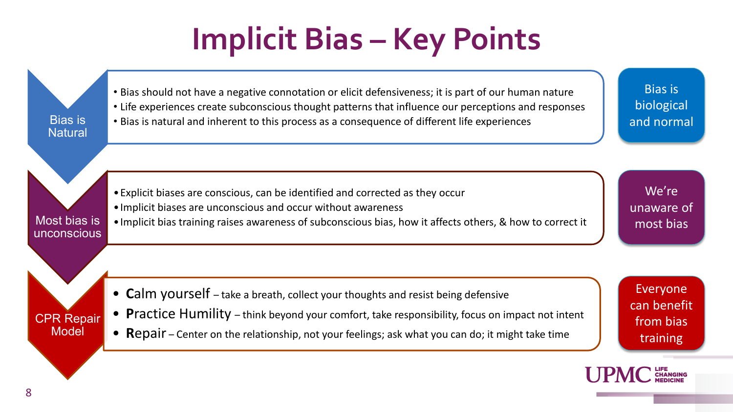# Implicit Bias – Key Points

## Bias is Natural

- Bias should not have a negative connotation or elicit defensiveness; it is part of our human nature
- Life experiences create subconscious thought patterns that influence our perceptions and responses
- Bias is natural and inherent to this process as a consequence of different life experiences

**Bias is biological and normal**

## Most bias is unconscious

- Explicit biases are conscious, can be identified and corrected as they occur
- Implicit biases are unconscious and occur without awareness
- Implicit bias training raises awareness of subconscious bias, how it affects others, & how to correct it

**We're unaware of most bias**

## CPR Repair Model

- **Calm yourself** – take a breath, collect your thoughts and resist being defensive
- **Practice Humility** – think beyond your comfort, take responsibility, focus on impact not intent
- **Repair** – Center on the relationship, not your feelings; ask what you can do; it might take time

**Everyone can benefit from bias training**

UPMC LIFE CHANGING MEDICINE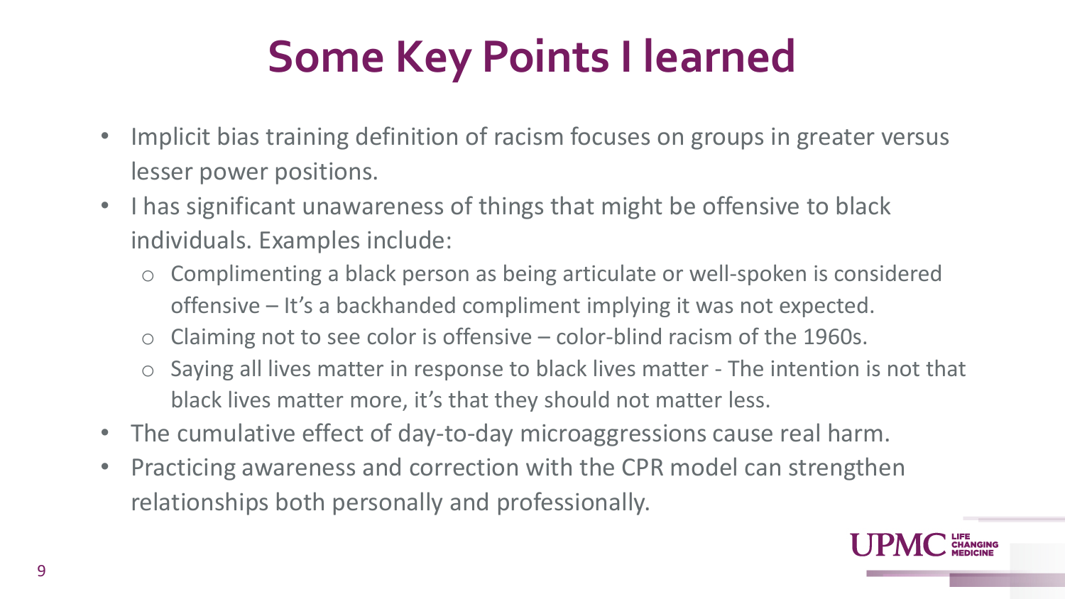# Some Key Points I learned

- Implicit bias training definition of racism focuses on groups in greater versus lesser power positions.
- I has significant unawareness of things that might be offensive to black individuals. Examples include:
  - Complimenting a black person as being articulate or well-spoken is considered offensive – It's a backhanded compliment implying it was not expected.
  - Claiming not to see color is offensive – color-blind racism of the 1960s.
  - Saying all lives matter in response to black lives matter - The intention is not that black lives matter more, it's that they should not matter less.
- The cumulative effect of day-to-day microaggressions cause real harm.
- Practicing awareness and correction with the CPR model can strengthen relationships both personally and professionally.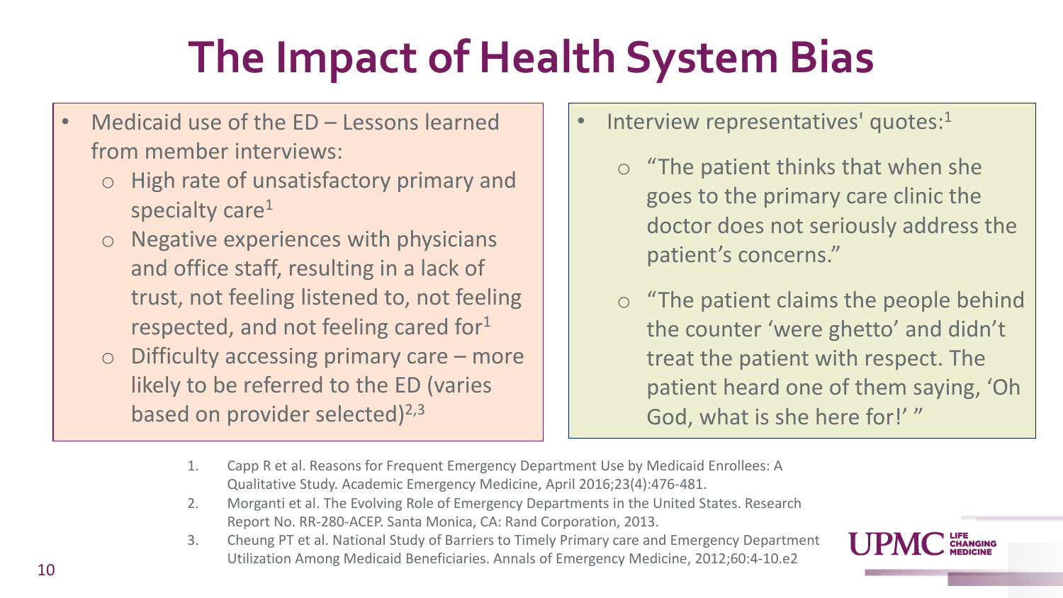# The Impact of Health System Bias

- Medicaid use of the ED – Lessons learned from member interviews:
  - High rate of unsatisfactory primary and specialty care[1]
  - Negative experiences with physicians and office staff, resulting in a lack of trust, not feeling listened to, not feeling respected, and not feeling cared for[1]
  - Difficulty accessing primary care – more likely to be referred to the ED (varies based on provider selected)[2,3]

- Interview representatives' quotes:[1]
  - "The patient thinks that when she goes to the primary care clinic the doctor does not seriously address the patient's concerns."
  - "The patient claims the people behind the counter 'were ghetto' and didn't treat the patient with respect. The patient heard one of them saying, 'Oh God, what is she here for!' "

1. Capp R et al. Reasons for Frequent Emergency Department Use by Medicaid Enrollees: A Qualitative Study. Academic Emergency Medicine, April 2016;23(4):476-481.
2. Morganti et al. The Evolving Role of Emergency Departments in the United States. Research Report No. RR-280-ACEP. Santa Monica, CA: Rand Corporation, 2013.
3. Cheung PT et al. National Study of Barriers to Timely Primary care and Emergency Department Utilization Among Medicaid Beneficiaries. Annals of Emergency Medicine, 2012;60:4-10.e2

UPMC LIFE CHANGING MEDICINE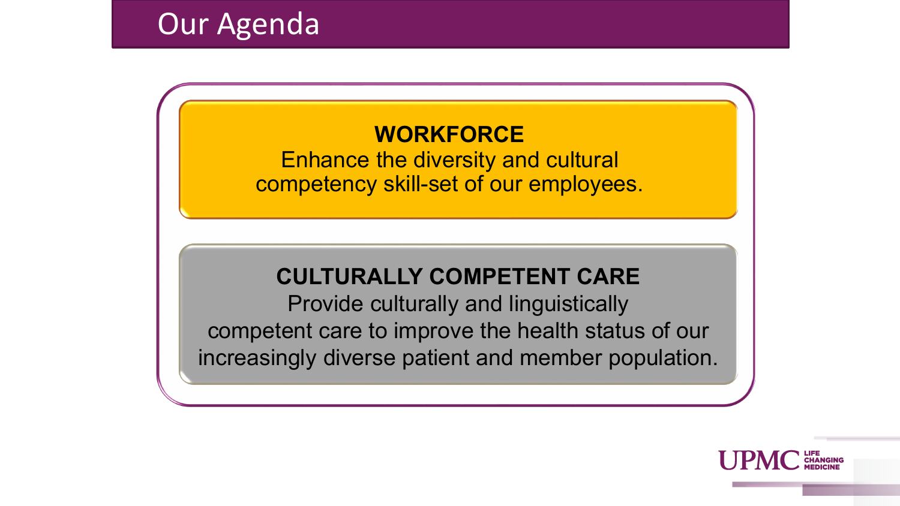# Our Agenda

**WORKFORCE**

Enhance the diversity and cultural competency skill-set of our employees.

**CULTURALLY COMPETENT CARE**

Provide culturally and linguistically competent care to improve the health status of our increasingly diverse patient and member population.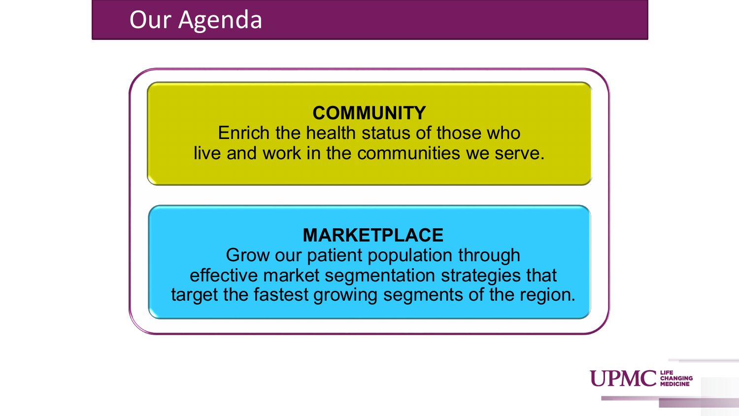# Our Agenda

**COMMUNITY**
Enrich the health status of those who live and work in the communities we serve.

**MARKETPLACE**
Grow our patient population through effective market segmentation strategies that target the fastest growing segments of the region.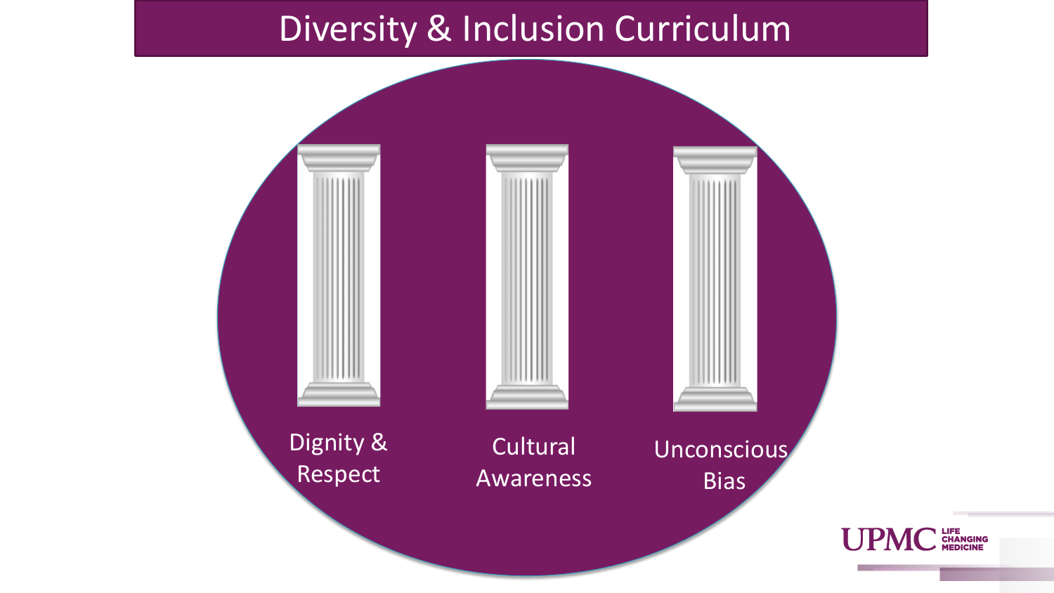# Diversity & Inclusion Curriculum

- Dignity & Respect
- Cultural Awareness
- Unconscious Bias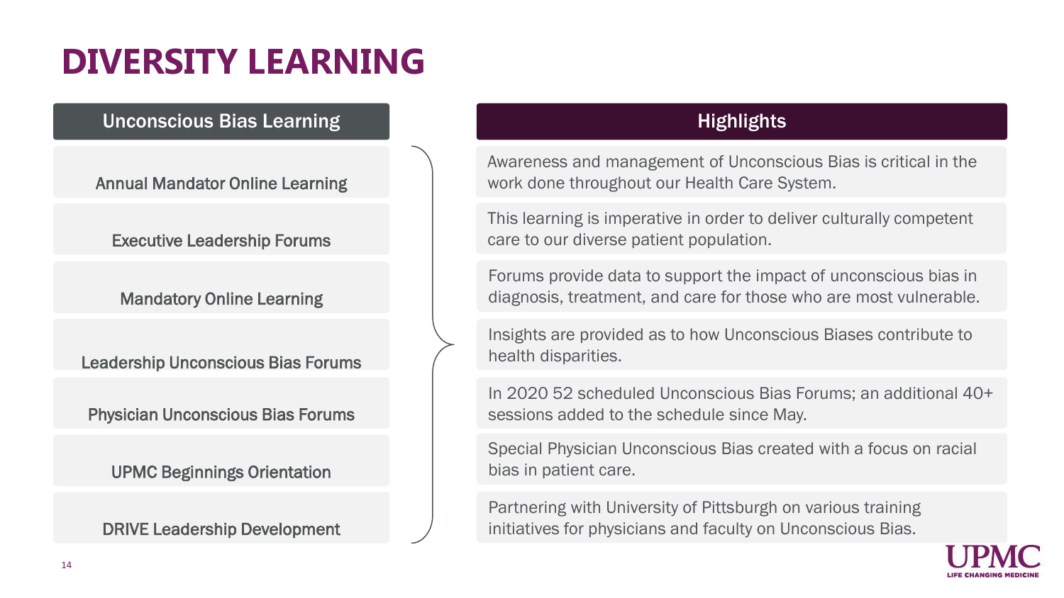# DIVERSITY LEARNING

## Unconscious Bias Learning

- Annual Mandator Online Learning
- Executive Leadership Forums
- Mandatory Online Learning
- Leadership Unconscious Bias Forums
- Physician Unconscious Bias Forums
- UPMC Beginnings Orientation
- DRIVE Leadership Development

## Highlights

- Awareness and management of Unconscious Bias is critical in the work done throughout our Health Care System.
- This learning is imperative in order to deliver culturally competent care to our diverse patient population.
- Forums provide data to support the impact of unconscious bias in diagnosis, treatment, and care for those who are most vulnerable.
- Insights are provided as to how Unconscious Biases contribute to health disparities.
- In 2020 52 scheduled Unconscious Bias Forums; an additional 40+ sessions added to the schedule since May.
- Special Physician Unconscious Bias created with a focus on racial bias in patient care.
- Partnering with University of Pittsburgh on various training initiatives for physicians and faculty on Unconscious Bias.

UPMC
LIFE CHANGING MEDICINE